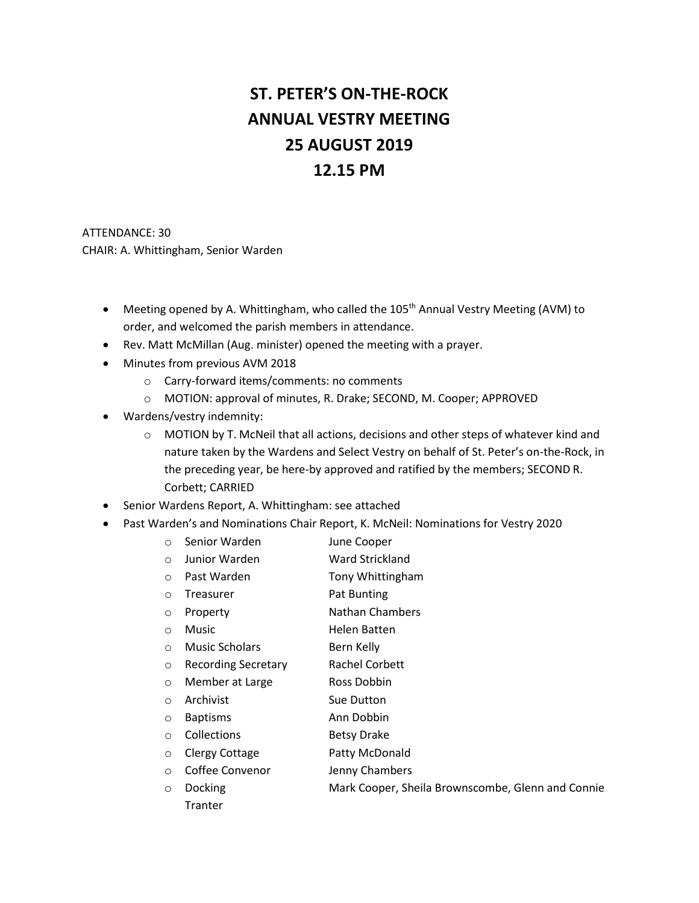# ST. PETER'S ON-THE-ROCK
# ANNUAL VESTRY MEETING
# 25 AUGUST 2019
# 12.15 PM

ATTENDANCE: 30
CHAIR: A. Whittingham, Senior Warden

- Meeting opened by A. Whittingham, who called the 105th Annual Vestry Meeting (AVM) to order, and welcomed the parish members in attendance.
- Rev. Matt McMillan (Aug. minister) opened the meeting with a prayer.
- Minutes from previous AVM 2018
  - Carry-forward items/comments: no comments
  - MOTION: approval of minutes, R. Drake; SECOND, M. Cooper; APPROVED
- Wardens/vestry indemnity:
  - MOTION by T. McNeil that all actions, decisions and other steps of whatever kind and nature taken by the Wardens and Select Vestry on behalf of St. Peter's on-the-Rock, in the preceding year, be here-by approved and ratified by the members; SECOND R. Corbett; CARRIED
- Senior Wardens Report, A. Whittingham: see attached
- Past Warden's and Nominations Chair Report, K. McNeil: Nominations for Vestry 2020
  - Senior Warden — June Cooper
  - Junior Warden — Ward Strickland
  - Past Warden — Tony Whittingham
  - Treasurer — Pat Bunting
  - Property — Nathan Chambers
  - Music — Helen Batten
  - Music Scholars — Bern Kelly
  - Recording Secretary — Rachel Corbett
  - Member at Large — Ross Dobbin
  - Archivist — Sue Dutton
  - Baptisms — Ann Dobbin
  - Collections — Betsy Drake
  - Clergy Cottage — Patty McDonald
  - Coffee Convenor — Jenny Chambers
  - Docking — Mark Cooper, Sheila Brownscombe, Glenn and Connie Tranter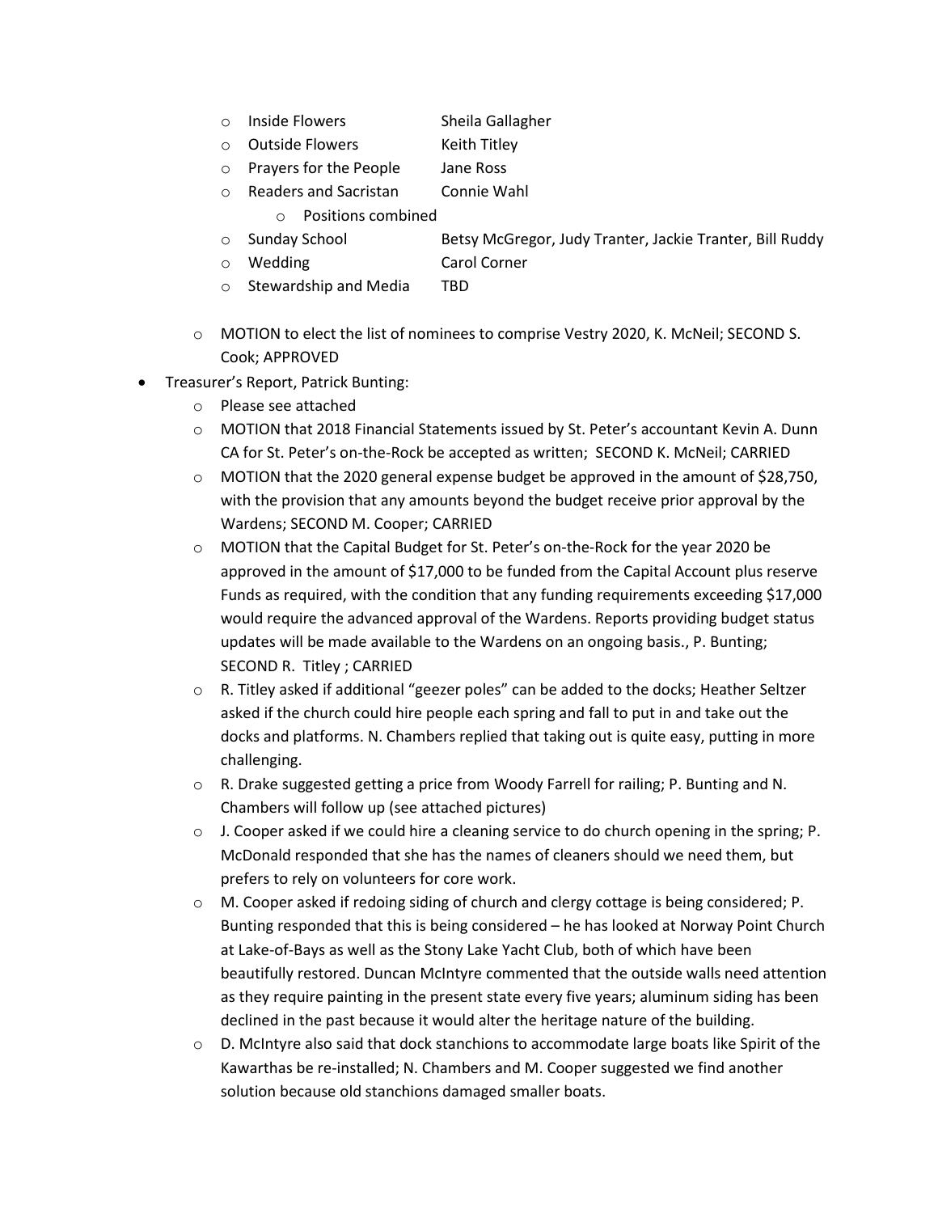- Inside Flowers Sheila Gallagher
- Outside Flowers Keith Titley
- Prayers for the People Jane Ross
- Readers and Sacristan Connie Wahl
  - Positions combined
- Sunday School Betsy McGregor, Judy Tranter, Jackie Tranter, Bill Ruddy
- Wedding Carol Corner
- Stewardship and Media TBD

- MOTION to elect the list of nominees to comprise Vestry 2020, K. McNeil; SECOND S. Cook; APPROVED

- Treasurer's Report, Patrick Bunting:
  - Please see attached
  - MOTION that 2018 Financial Statements issued by St. Peter's accountant Kevin A. Dunn CA for St. Peter's on-the-Rock be accepted as written; SECOND K. McNeil; CARRIED
  - MOTION that the 2020 general expense budget be approved in the amount of $28,750, with the provision that any amounts beyond the budget receive prior approval by the Wardens; SECOND M. Cooper; CARRIED
  - MOTION that the Capital Budget for St. Peter's on-the-Rock for the year 2020 be approved in the amount of $17,000 to be funded from the Capital Account plus reserve Funds as required, with the condition that any funding requirements exceeding $17,000 would require the advanced approval of the Wardens. Reports providing budget status updates will be made available to the Wardens on an ongoing basis., P. Bunting; SECOND R. Titley ; CARRIED
  - R. Titley asked if additional "geezer poles" can be added to the docks; Heather Seltzer asked if the church could hire people each spring and fall to put in and take out the docks and platforms. N. Chambers replied that taking out is quite easy, putting in more challenging.
  - R. Drake suggested getting a price from Woody Farrell for railing; P. Bunting and N. Chambers will follow up (see attached pictures)
  - J. Cooper asked if we could hire a cleaning service to do church opening in the spring; P. McDonald responded that she has the names of cleaners should we need them, but prefers to rely on volunteers for core work.
  - M. Cooper asked if redoing siding of church and clergy cottage is being considered; P. Bunting responded that this is being considered – he has looked at Norway Point Church at Lake-of-Bays as well as the Stony Lake Yacht Club, both of which have been beautifully restored. Duncan McIntyre commented that the outside walls need attention as they require painting in the present state every five years; aluminum siding has been declined in the past because it would alter the heritage nature of the building.
  - D. McIntyre also said that dock stanchions to accommodate large boats like Spirit of the Kawarthas be re-installed; N. Chambers and M. Cooper suggested we find another solution because old stanchions damaged smaller boats.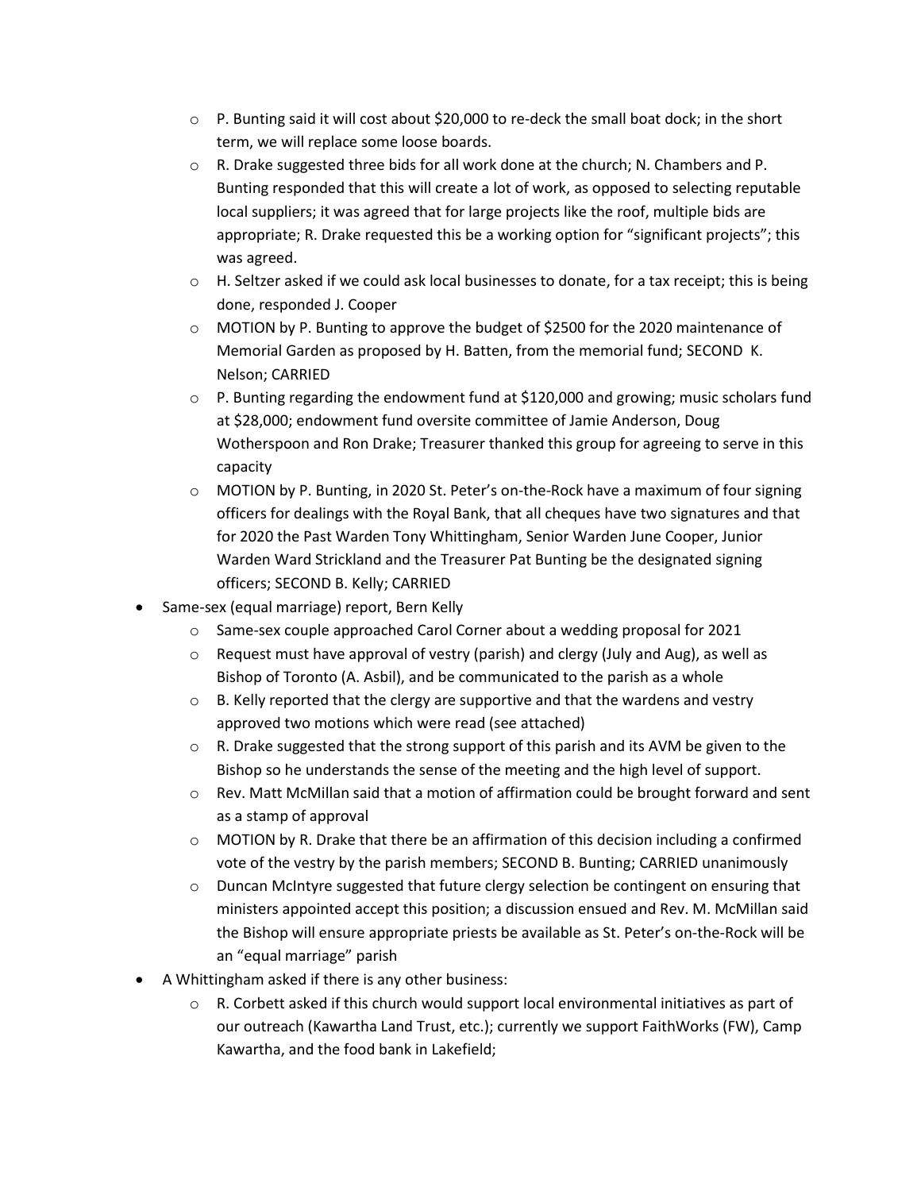- P. Bunting said it will cost about $20,000 to re-deck the small boat dock; in the short term, we will replace some loose boards.
  - R. Drake suggested three bids for all work done at the church; N. Chambers and P. Bunting responded that this will create a lot of work, as opposed to selecting reputable local suppliers; it was agreed that for large projects like the roof, multiple bids are appropriate; R. Drake requested this be a working option for "significant projects"; this was agreed.
  - H. Seltzer asked if we could ask local businesses to donate, for a tax receipt; this is being done, responded J. Cooper
  - MOTION by P. Bunting to approve the budget of $2500 for the 2020 maintenance of Memorial Garden as proposed by H. Batten, from the memorial fund; SECOND K. Nelson; CARRIED
  - P. Bunting regarding the endowment fund at $120,000 and growing; music scholars fund at $28,000; endowment fund oversite committee of Jamie Anderson, Doug Wotherspoon and Ron Drake; Treasurer thanked this group for agreeing to serve in this capacity
  - MOTION by P. Bunting, in 2020 St. Peter's on-the-Rock have a maximum of four signing officers for dealings with the Royal Bank, that all cheques have two signatures and that for 2020 the Past Warden Tony Whittingham, Senior Warden June Cooper, Junior Warden Ward Strickland and the Treasurer Pat Bunting be the designated signing officers; SECOND B. Kelly; CARRIED
- Same-sex (equal marriage) report, Bern Kelly
  - Same-sex couple approached Carol Corner about a wedding proposal for 2021
  - Request must have approval of vestry (parish) and clergy (July and Aug), as well as Bishop of Toronto (A. Asbil), and be communicated to the parish as a whole
  - B. Kelly reported that the clergy are supportive and that the wardens and vestry approved two motions which were read (see attached)
  - R. Drake suggested that the strong support of this parish and its AVM be given to the Bishop so he understands the sense of the meeting and the high level of support.
  - Rev. Matt McMillan said that a motion of affirmation could be brought forward and sent as a stamp of approval
  - MOTION by R. Drake that there be an affirmation of this decision including a confirmed vote of the vestry by the parish members; SECOND B. Bunting; CARRIED unanimously
  - Duncan McIntyre suggested that future clergy selection be contingent on ensuring that ministers appointed accept this position; a discussion ensued and Rev. M. McMillan said the Bishop will ensure appropriate priests be available as St. Peter's on-the-Rock will be an "equal marriage" parish
- A Whittingham asked if there is any other business:
  - R. Corbett asked if this church would support local environmental initiatives as part of our outreach (Kawartha Land Trust, etc.); currently we support FaithWorks (FW), Camp Kawartha, and the food bank in Lakefield;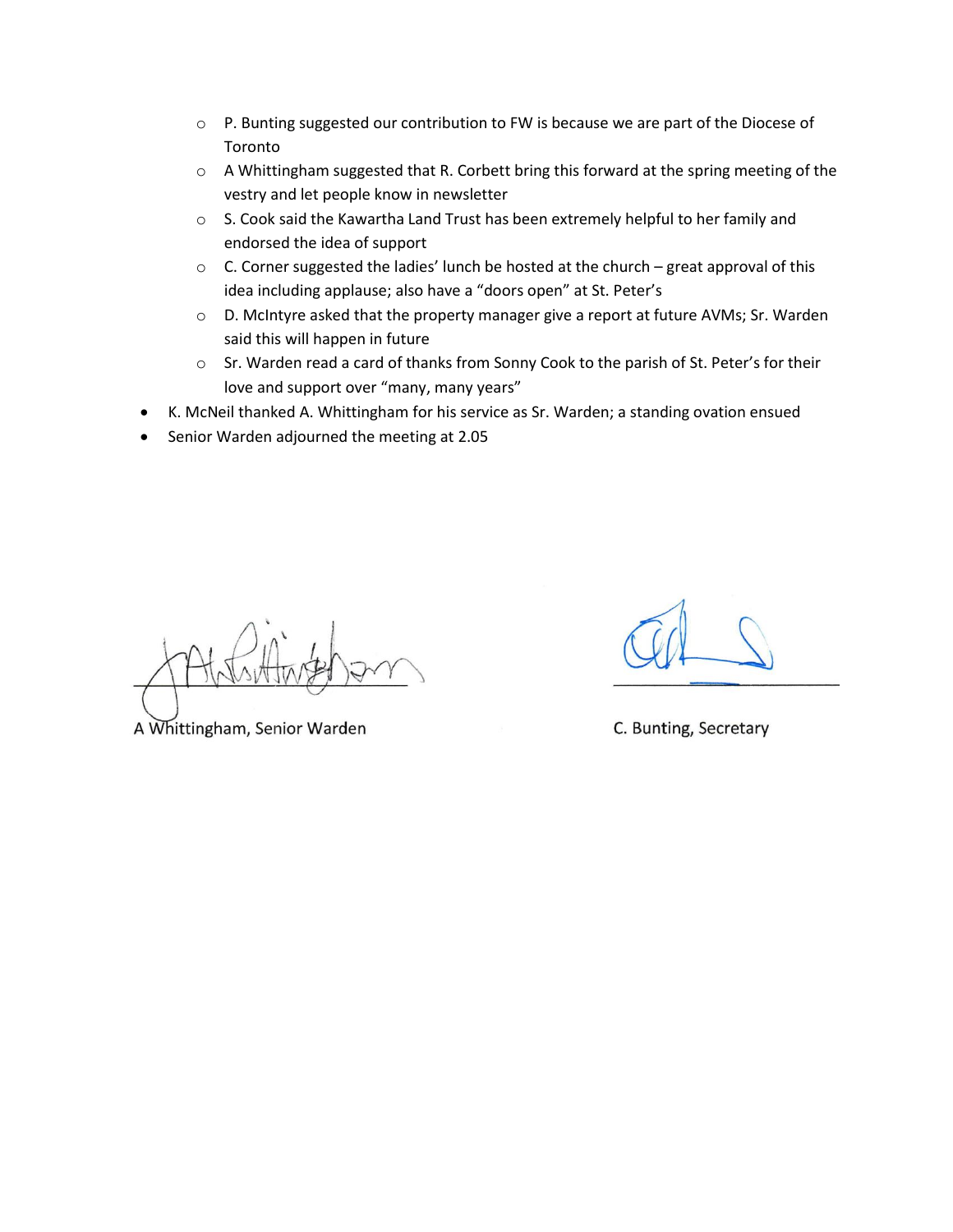- P. Bunting suggested our contribution to FW is because we are part of the Diocese of Toronto
  - A Whittingham suggested that R. Corbett bring this forward at the spring meeting of the vestry and let people know in newsletter
  - S. Cook said the Kawartha Land Trust has been extremely helpful to her family and endorsed the idea of support
  - C. Corner suggested the ladies' lunch be hosted at the church – great approval of this idea including applause; also have a "doors open" at St. Peter's
  - D. McIntyre asked that the property manager give a report at future AVMs; Sr. Warden said this will happen in future
  - Sr. Warden read a card of thanks from Sonny Cook to the parish of St. Peter's for their love and support over "many, many years"
- K. McNeil thanked A. Whittingham for his service as Sr. Warden; a standing ovation ensued
- Senior Warden adjourned the meeting at 2.05

A Whittingham, Senior Warden

C. Bunting, Secretary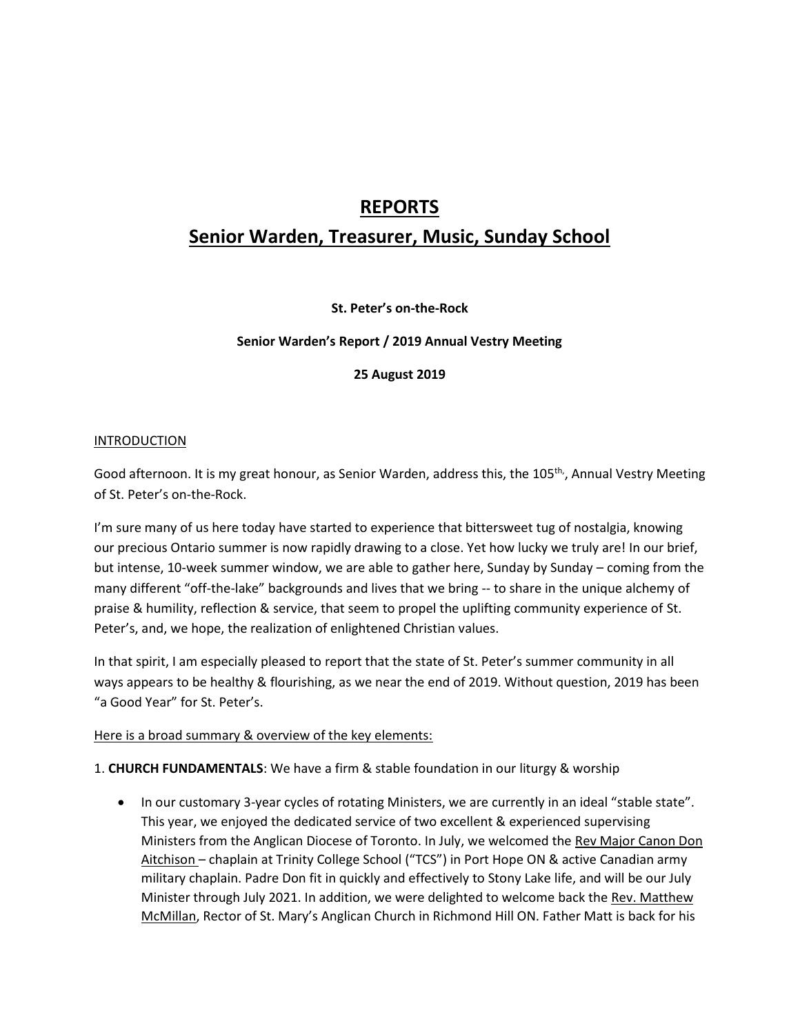# REPORTS

## Senior Warden, Treasurer, Music, Sunday School

**St. Peter's on-the-Rock**

**Senior Warden's Report / 2019 Annual Vestry Meeting**

**25 August 2019**

INTRODUCTION

Good afternoon. It is my great honour, as Senior Warden, address this, the 105th, Annual Vestry Meeting of St. Peter's on-the-Rock.

I'm sure many of us here today have started to experience that bittersweet tug of nostalgia, knowing our precious Ontario summer is now rapidly drawing to a close. Yet how lucky we truly are! In our brief, but intense, 10-week summer window, we are able to gather here, Sunday by Sunday – coming from the many different "off-the-lake" backgrounds and lives that we bring -- to share in the unique alchemy of praise & humility, reflection & service, that seem to propel the uplifting community experience of St. Peter's, and, we hope, the realization of enlightened Christian values.

In that spirit, I am especially pleased to report that the state of St. Peter's summer community in all ways appears to be healthy & flourishing, as we near the end of 2019. Without question, 2019 has been "a Good Year" for St. Peter's.

Here is a broad summary & overview of the key elements:

1. **CHURCH FUNDAMENTALS**: We have a firm & stable foundation in our liturgy & worship

- In our customary 3-year cycles of rotating Ministers, we are currently in an ideal "stable state". This year, we enjoyed the dedicated service of two excellent & experienced supervising Ministers from the Anglican Diocese of Toronto. In July, we welcomed the Rev Major Canon Don Aitchison – chaplain at Trinity College School ("TCS") in Port Hope ON & active Canadian army military chaplain. Padre Don fit in quickly and effectively to Stony Lake life, and will be our July Minister through July 2021. In addition, we were delighted to welcome back the Rev. Matthew McMillan, Rector of St. Mary's Anglican Church in Richmond Hill ON. Father Matt is back for his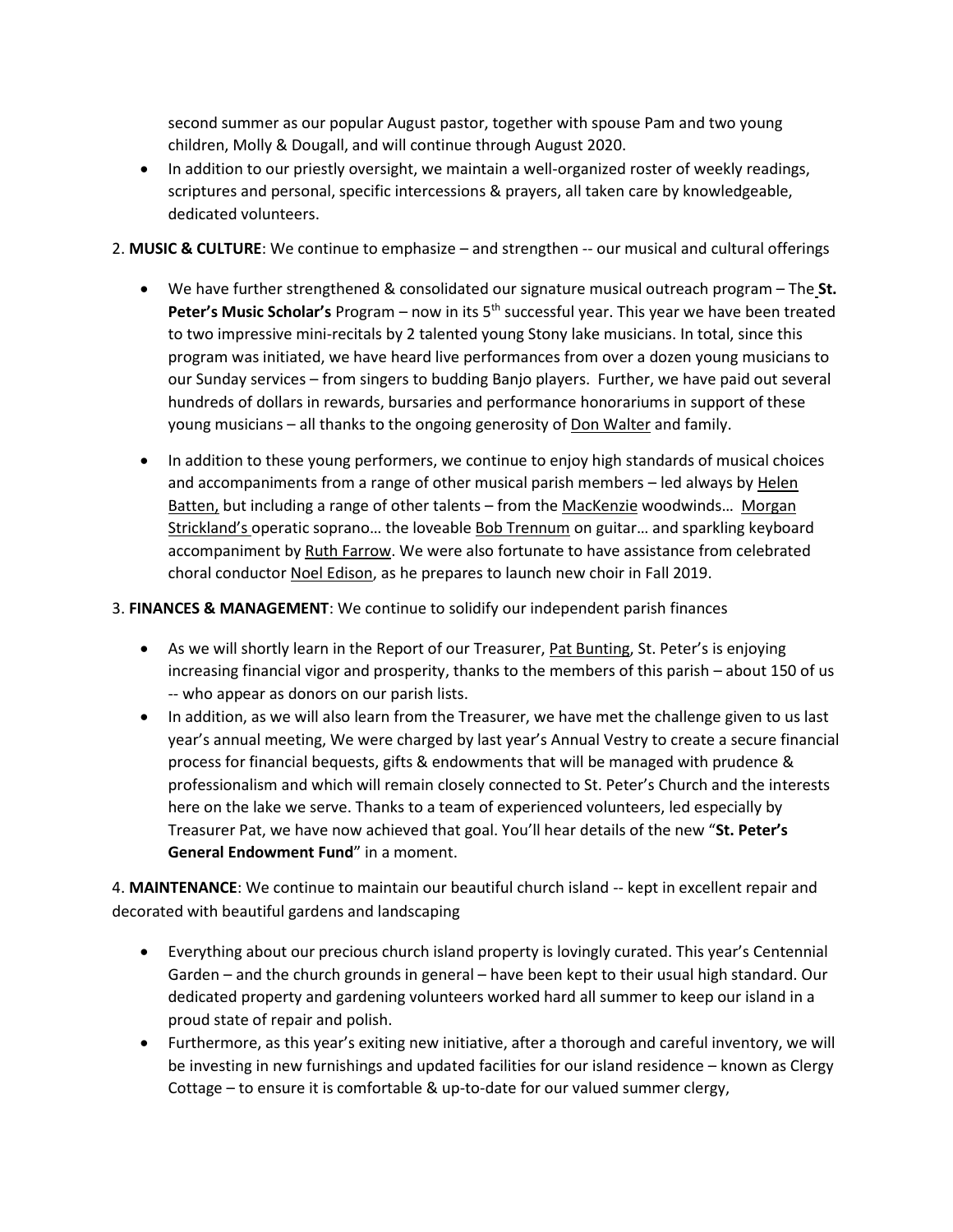second summer as our popular August pastor, together with spouse Pam and two young children, Molly & Dougall, and will continue through August 2020.

- In addition to our priestly oversight, we maintain a well-organized roster of weekly readings, scriptures and personal, specific intercessions & prayers, all taken care by knowledgeable, dedicated volunteers.

2. **MUSIC & CULTURE**: We continue to emphasize – and strengthen -- our musical and cultural offerings

- We have further strengthened & consolidated our signature musical outreach program – The **St. Peter's Music Scholar's** Program – now in its 5th successful year. This year we have been treated to two impressive mini-recitals by 2 talented young Stony lake musicians. In total, since this program was initiated, we have heard live performances from over a dozen young musicians to our Sunday services – from singers to budding Banjo players. Further, we have paid out several hundreds of dollars in rewards, bursaries and performance honorariums in support of these young musicians – all thanks to the ongoing generosity of Don Walter and family.

- In addition to these young performers, we continue to enjoy high standards of musical choices and accompaniments from a range of other musical parish members – led always by Helen Batten, but including a range of other talents – from the MacKenzie woodwinds… Morgan Strickland's operatic soprano… the loveable Bob Trennum on guitar… and sparkling keyboard accompaniment by Ruth Farrow. We were also fortunate to have assistance from celebrated choral conductor Noel Edison, as he prepares to launch new choir in Fall 2019.

3. **FINANCES & MANAGEMENT**: We continue to solidify our independent parish finances

- As we will shortly learn in the Report of our Treasurer, Pat Bunting, St. Peter's is enjoying increasing financial vigor and prosperity, thanks to the members of this parish – about 150 of us -- who appear as donors on our parish lists.
- In addition, as we will also learn from the Treasurer, we have met the challenge given to us last year's annual meeting, We were charged by last year's Annual Vestry to create a secure financial process for financial bequests, gifts & endowments that will be managed with prudence & professionalism and which will remain closely connected to St. Peter's Church and the interests here on the lake we serve. Thanks to a team of experienced volunteers, led especially by Treasurer Pat, we have now achieved that goal. You'll hear details of the new "**St. Peter's General Endowment Fund**" in a moment.

4. **MAINTENANCE**: We continue to maintain our beautiful church island -- kept in excellent repair and decorated with beautiful gardens and landscaping

- Everything about our precious church island property is lovingly curated. This year's Centennial Garden – and the church grounds in general – have been kept to their usual high standard. Our dedicated property and gardening volunteers worked hard all summer to keep our island in a proud state of repair and polish.
- Furthermore, as this year's exiting new initiative, after a thorough and careful inventory, we will be investing in new furnishings and updated facilities for our island residence – known as Clergy Cottage – to ensure it is comfortable & up-to-date for our valued summer clergy,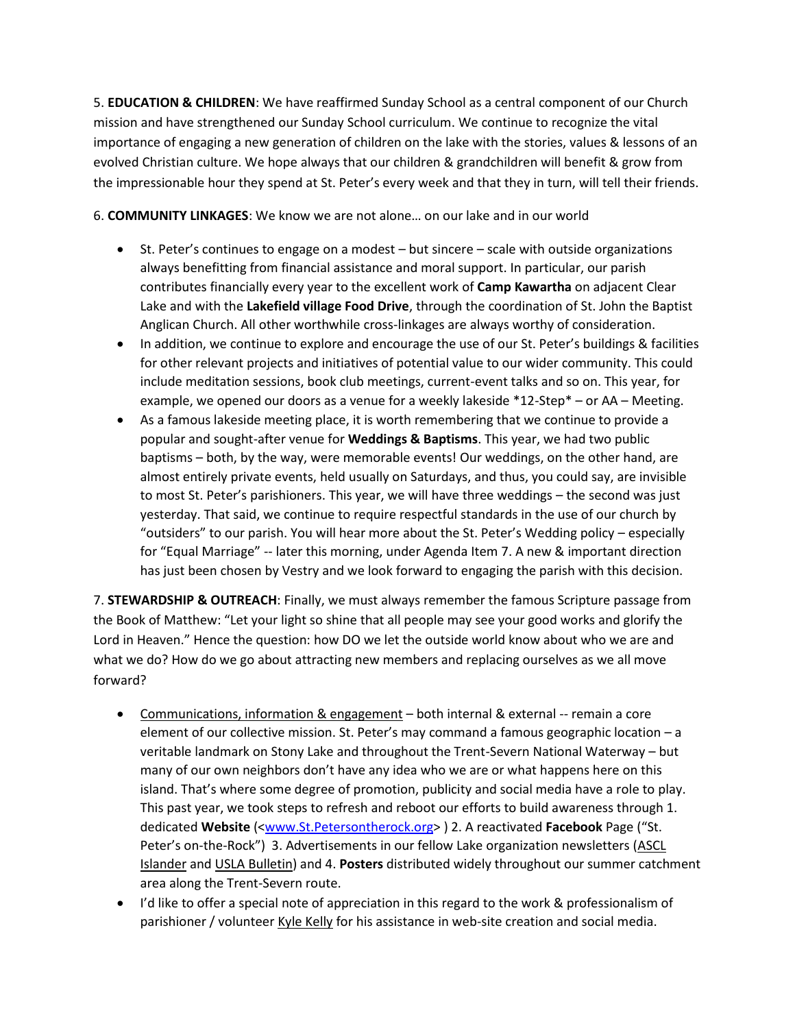5. **EDUCATION & CHILDREN**: We have reaffirmed Sunday School as a central component of our Church mission and have strengthened our Sunday School curriculum. We continue to recognize the vital importance of engaging a new generation of children on the lake with the stories, values & lessons of an evolved Christian culture. We hope always that our children & grandchildren will benefit & grow from the impressionable hour they spend at St. Peter's every week and that they in turn, will tell their friends.

6. **COMMUNITY LINKAGES**: We know we are not alone… on our lake and in our world

- St. Peter's continues to engage on a modest – but sincere – scale with outside organizations always benefitting from financial assistance and moral support. In particular, our parish contributes financially every year to the excellent work of **Camp Kawartha** on adjacent Clear Lake and with the **Lakefield village Food Drive**, through the coordination of St. John the Baptist Anglican Church. All other worthwhile cross-linkages are always worthy of consideration.
- In addition, we continue to explore and encourage the use of our St. Peter's buildings & facilities for other relevant projects and initiatives of potential value to our wider community. This could include meditation sessions, book club meetings, current-event talks and so on. This year, for example, we opened our doors as a venue for a weekly lakeside *12-Step* – or AA – Meeting.
- As a famous lakeside meeting place, it is worth remembering that we continue to provide a popular and sought-after venue for **Weddings & Baptisms**. This year, we had two public baptisms – both, by the way, were memorable events! Our weddings, on the other hand, are almost entirely private events, held usually on Saturdays, and thus, you could say, are invisible to most St. Peter's parishioners. This year, we will have three weddings – the second was just yesterday. That said, we continue to require respectful standards in the use of our church by "outsiders" to our parish. You will hear more about the St. Peter's Wedding policy – especially for "Equal Marriage" -- later this morning, under Agenda Item 7. A new & important direction has just been chosen by Vestry and we look forward to engaging the parish with this decision.

7. **STEWARDSHIP & OUTREACH**: Finally, we must always remember the famous Scripture passage from the Book of Matthew: "Let your light so shine that all people may see your good works and glorify the Lord in Heaven." Hence the question: how DO we let the outside world know about who we are and what we do? How do we go about attracting new members and replacing ourselves as we all move forward?

- Communications, information & engagement – both internal & external -- remain a core element of our collective mission. St. Peter's may command a famous geographic location – a veritable landmark on Stony Lake and throughout the Trent-Severn National Waterway – but many of our own neighbors don't have any idea who we are or what happens here on this island. That's where some degree of promotion, publicity and social media have a role to play. This past year, we took steps to refresh and reboot our efforts to build awareness through 1. dedicated **Website** (<www.St.Petersontherock.org> ) 2. A reactivated **Facebook** Page ("St. Peter's on-the-Rock") 3. Advertisements in our fellow Lake organization newsletters (ASCL Islander and USLA Bulletin) and 4. **Posters** distributed widely throughout our summer catchment area along the Trent-Severn route.
- I'd like to offer a special note of appreciation in this regard to the work & professionalism of parishioner / volunteer Kyle Kelly for his assistance in web-site creation and social media.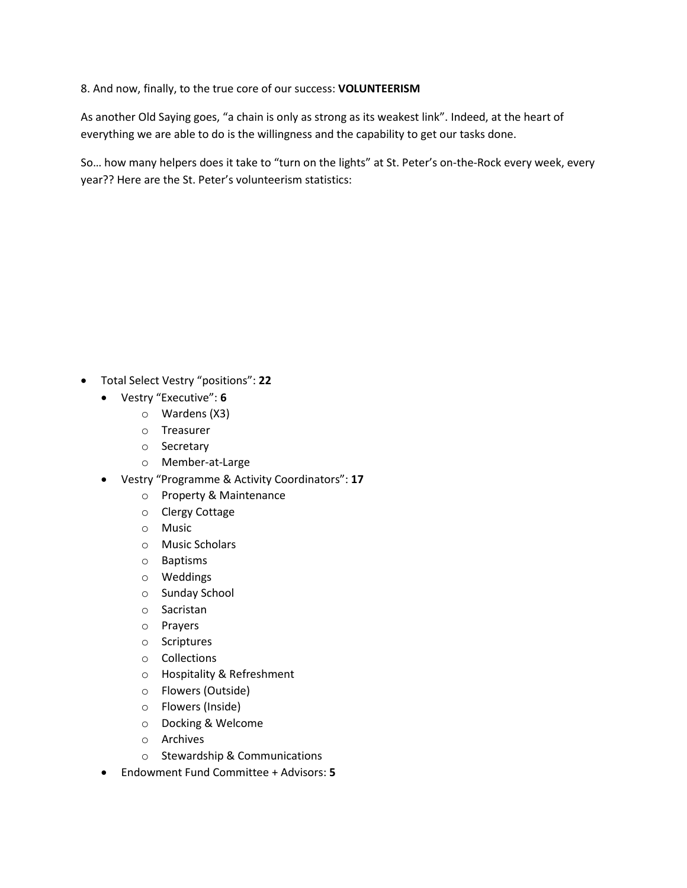8. And now, finally, to the true core of our success: **VOLUNTEERISM**

As another Old Saying goes, "a chain is only as strong as its weakest link". Indeed, at the heart of everything we are able to do is the willingness and the capability to get our tasks done.

So… how many helpers does it take to "turn on the lights" at St. Peter's on-the-Rock every week, every year?? Here are the St. Peter's volunteerism statistics:

- Total Select Vestry "positions": **22**
  - Vestry "Executive": **6**
    - Wardens (X3)
    - Treasurer
    - Secretary
    - Member-at-Large
  - Vestry "Programme & Activity Coordinators": **17**
    - Property & Maintenance
    - Clergy Cottage
    - Music
    - Music Scholars
    - Baptisms
    - Weddings
    - Sunday School
    - Sacristan
    - Prayers
    - Scriptures
    - Collections
    - Hospitality & Refreshment
    - Flowers (Outside)
    - Flowers (Inside)
    - Docking & Welcome
    - Archives
    - Stewardship & Communications
  - Endowment Fund Committee + Advisors: **5**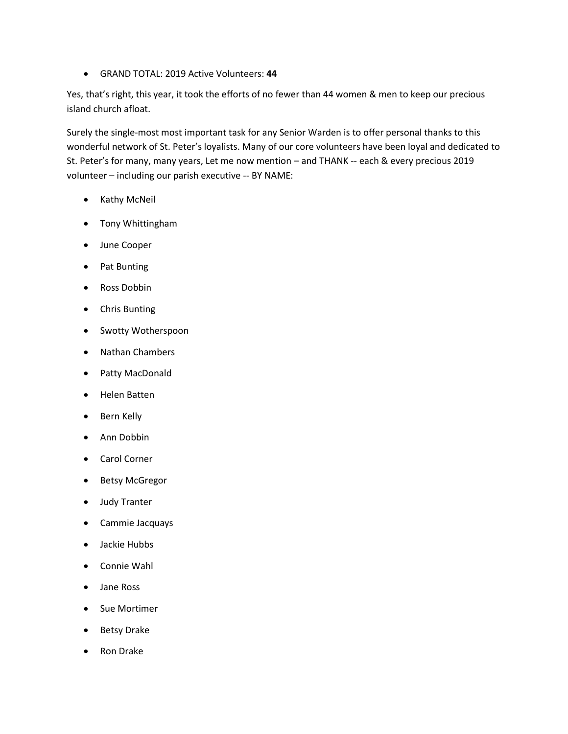- GRAND TOTAL: 2019 Active Volunteers: **44**

Yes, that's right, this year, it took the efforts of no fewer than 44 women & men to keep our precious island church afloat.

Surely the single-most most important task for any Senior Warden is to offer personal thanks to this wonderful network of St. Peter's loyalists. Many of our core volunteers have been loyal and dedicated to St. Peter's for many, many years, Let me now mention – and THANK -- each & every precious 2019 volunteer – including our parish executive -- BY NAME:

- Kathy McNeil
- Tony Whittingham
- June Cooper
- Pat Bunting
- Ross Dobbin
- Chris Bunting
- Swotty Wotherspoon
- Nathan Chambers
- Patty MacDonald
- Helen Batten
- Bern Kelly
- Ann Dobbin
- Carol Corner
- Betsy McGregor
- Judy Tranter
- Cammie Jacquays
- Jackie Hubbs
- Connie Wahl
- Jane Ross
- Sue Mortimer
- Betsy Drake
- Ron Drake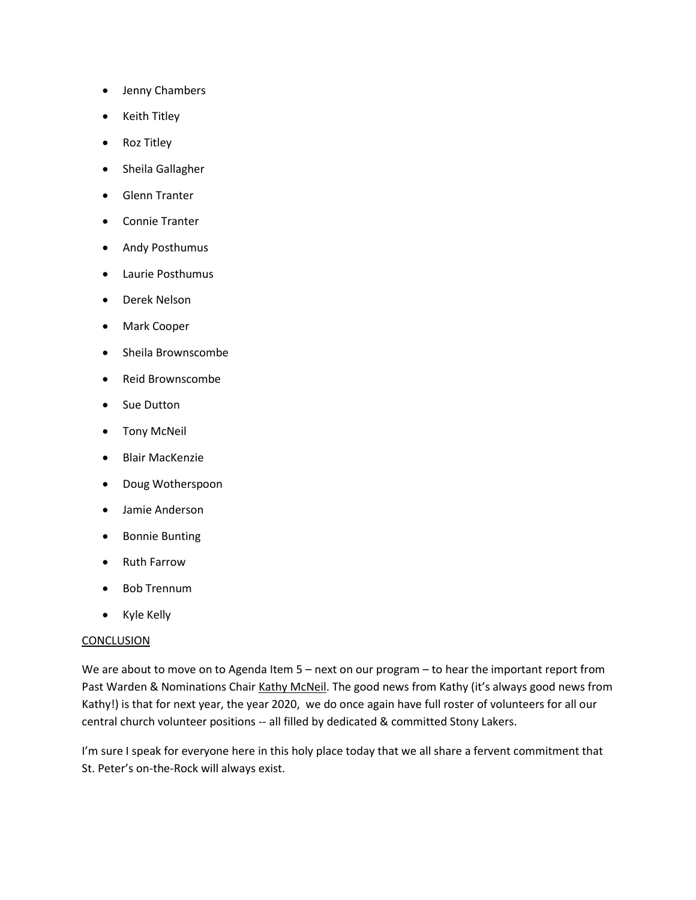- Jenny Chambers
- Keith Titley
- Roz Titley
- Sheila Gallagher
- Glenn Tranter
- Connie Tranter
- Andy Posthumus
- Laurie Posthumus
- Derek Nelson
- Mark Cooper
- Sheila Brownscombe
- Reid Brownscombe
- Sue Dutton
- Tony McNeil
- Blair MacKenzie
- Doug Wotherspoon
- Jamie Anderson
- Bonnie Bunting
- Ruth Farrow
- Bob Trennum
- Kyle Kelly

<u>CONCLUSION</u>

We are about to move on to Agenda Item 5 – next on our program – to hear the important report from Past Warden & Nominations Chair <u>Kathy McNeil</u>. The good news from Kathy (it's always good news from Kathy!) is that for next year, the year 2020, we do once again have full roster of volunteers for all our central church volunteer positions -- all filled by dedicated & committed Stony Lakers.

I'm sure I speak for everyone here in this holy place today that we all share a fervent commitment that St. Peter's on-the-Rock will always exist.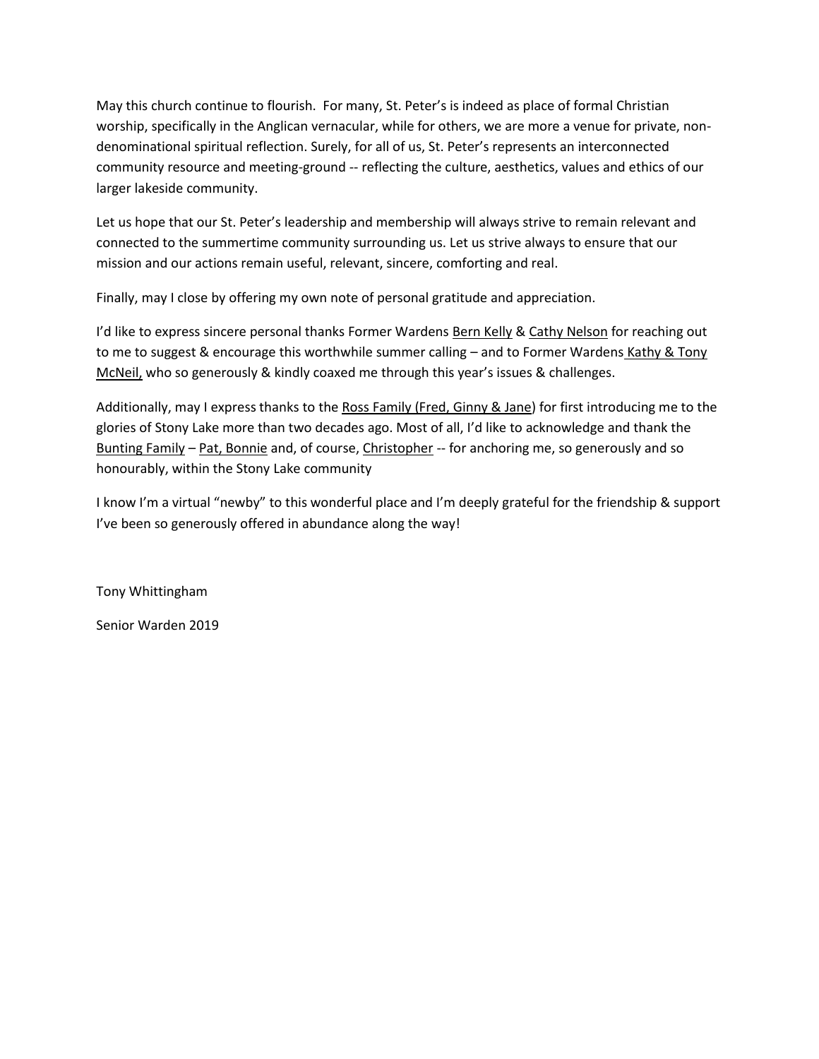May this church continue to flourish. For many, St. Peter's is indeed as place of formal Christian worship, specifically in the Anglican vernacular, while for others, we are more a venue for private, non-denominational spiritual reflection. Surely, for all of us, St. Peter's represents an interconnected community resource and meeting-ground -- reflecting the culture, aesthetics, values and ethics of our larger lakeside community.

Let us hope that our St. Peter's leadership and membership will always strive to remain relevant and connected to the summertime community surrounding us. Let us strive always to ensure that our mission and our actions remain useful, relevant, sincere, comforting and real.

Finally, may I close by offering my own note of personal gratitude and appreciation.

I'd like to express sincere personal thanks Former Wardens <u>Bern Kelly</u> & <u>Cathy Nelson</u> for reaching out to me to suggest & encourage this worthwhile summer calling – and to Former Wardens <u>Kathy & Tony McNeil,</u> who so generously & kindly coaxed me through this year's issues & challenges.

Additionally, may I express thanks to the <u>Ross Family (Fred, Ginny & Jane</u>) for first introducing me to the glories of Stony Lake more than two decades ago. Most of all, I'd like to acknowledge and thank the <u>Bunting Family</u> – <u>Pat, Bonnie</u> and, of course, <u>Christopher</u> -- for anchoring me, so generously and so honourably, within the Stony Lake community

I know I'm a virtual "newby" to this wonderful place and I'm deeply grateful for the friendship & support I've been so generously offered in abundance along the way!

Tony Whittingham

Senior Warden 2019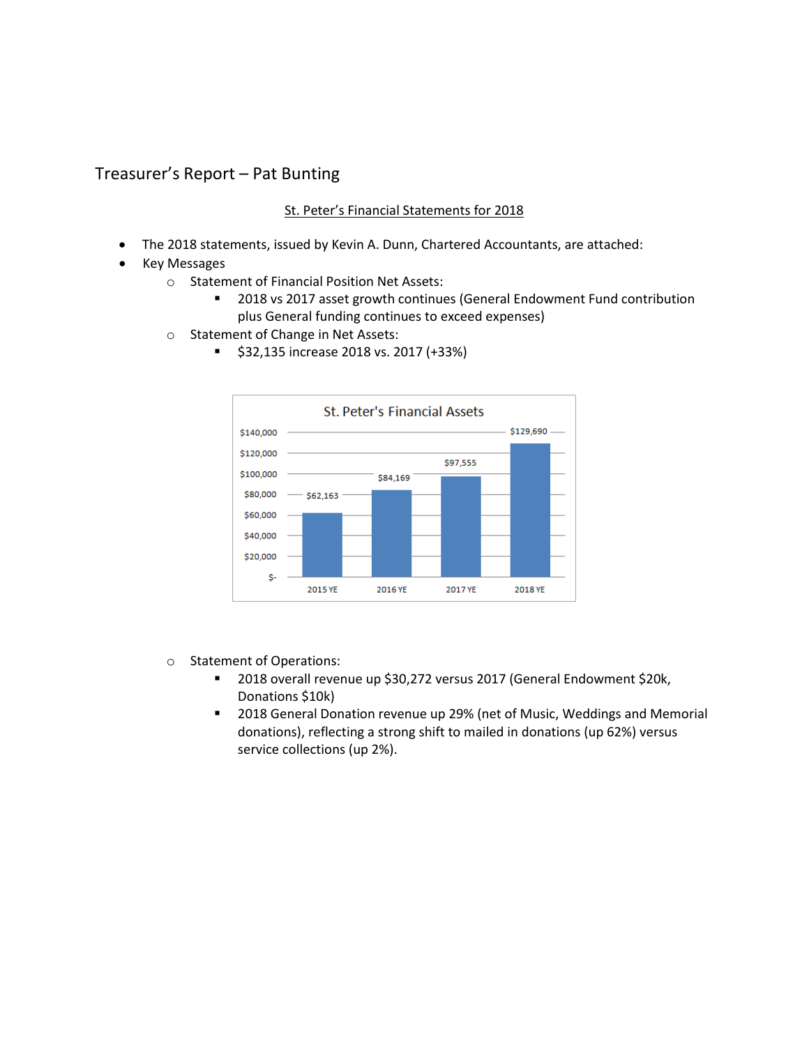## Treasurer's Report – Pat Bunting

St. Peter's Financial Statements for 2018

- The 2018 statements, issued by Kevin A. Dunn, Chartered Accountants, are attached:
- Key Messages
  - Statement of Financial Position Net Assets:
    - 2018 vs 2017 asset growth continues (General Endowment Fund contribution plus General funding continues to exceed expenses)
  - Statement of Change in Net Assets:
    - $32,135 increase 2018 vs. 2017 (+33%)

St. Peter's Financial Assets

| | 2015 YE | 2016 YE | 2017 YE | 2018 YE |
|---|---|---|---|---|
| Financial Assets | $62,163 | $84,169 | $97,555 | $129,690 |

  - Statement of Operations:
    - 2018 overall revenue up $30,272 versus 2017 (General Endowment $20k, Donations $10k)
    - 2018 General Donation revenue up 29% (net of Music, Weddings and Memorial donations), reflecting a strong shift to mailed in donations (up 62%) versus service collections (up 2%).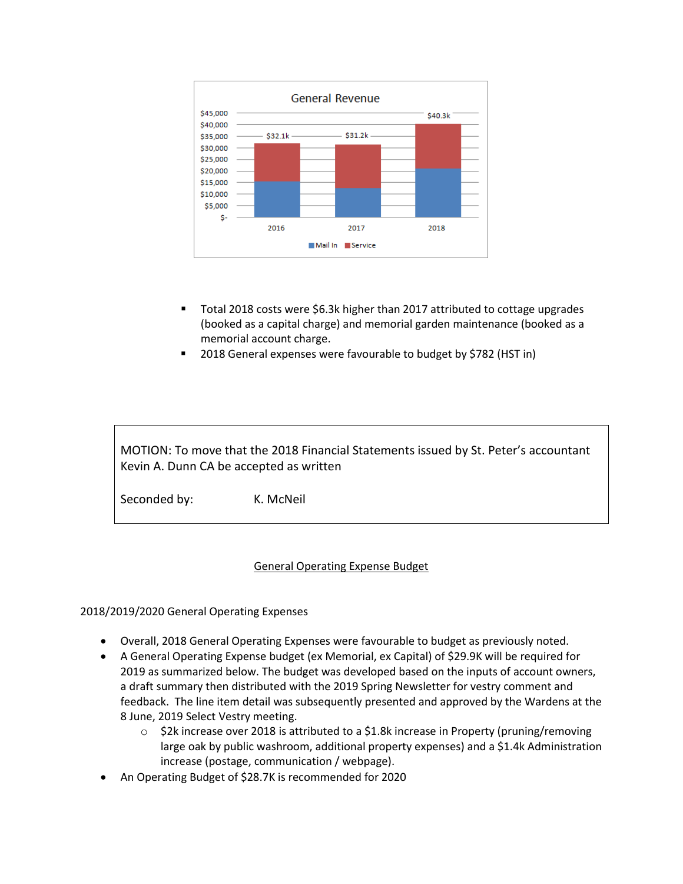General Revenue

| | 2016 | 2017 | 2018 |
|---|---|---|---|
| Total | $32.1k | $31.2k | $40.3k |

Legend: Mail In, Service

- Total 2018 costs were $6.3k higher than 2017 attributed to cottage upgrades (booked as a capital charge) and memorial garden maintenance (booked as a memorial account charge.
- 2018 General expenses were favourable to budget by $782 (HST in)

> MOTION: To move that the 2018 Financial Statements issued by St. Peter's accountant Kevin A. Dunn CA be accepted as written
>
> Seconded by: K. McNeil

## General Operating Expense Budget

2018/2019/2020 General Operating Expenses

- Overall, 2018 General Operating Expenses were favourable to budget as previously noted.
- A General Operating Expense budget (ex Memorial, ex Capital) of $29.9K will be required for 2019 as summarized below. The budget was developed based on the inputs of account owners, a draft summary then distributed with the 2019 Spring Newsletter for vestry comment and feedback. The line item detail was subsequently presented and approved by the Wardens at the 8 June, 2019 Select Vestry meeting.
  - $2k increase over 2018 is attributed to a $1.8k increase in Property (pruning/removing large oak by public washroom, additional property expenses) and a $1.4k Administration increase (postage, communication / webpage).
- An Operating Budget of $28.7K is recommended for 2020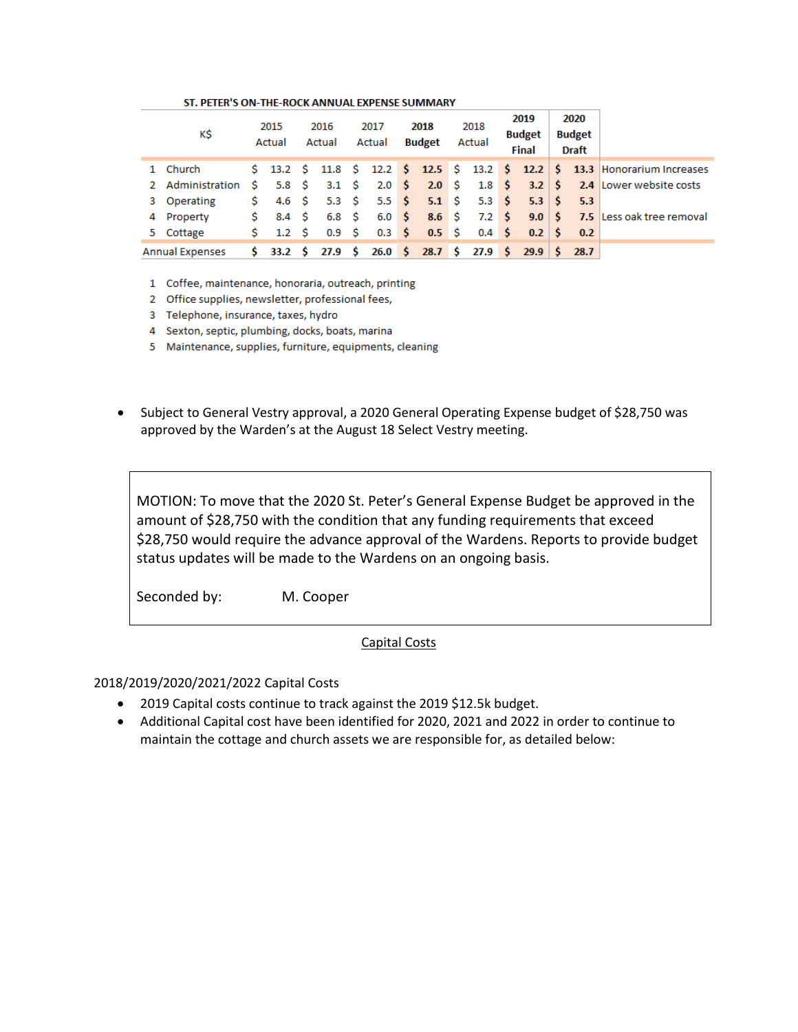**ST. PETER'S ON-THE-ROCK ANNUAL EXPENSE SUMMARY**

| K$ | 2015 Actual | 2016 Actual | 2017 Actual | **2018 Budget** | 2018 Actual | **2019 Budget Final** | **2020 Budget Draft** | |
|---|---|---|---|---|---|---|---|---|
| 1 Church | $ 13.2 | $ 11.8 | $ 12.2 | **$ 12.5** | $ 13.2 | **$ 12.2** | **$ 13.3** | Honorarium Increases |
| 2 Administration | $ 5.8 | $ 3.1 | $ 2.0 | **$ 2.0** | $ 1.8 | **$ 3.2** | **$ 2.4** | Lower website costs |
| 3 Operating | $ 4.6 | $ 5.3 | $ 5.5 | **$ 5.1** | $ 5.3 | **$ 5.3** | **$ 5.3** | |
| 4 Property | $ 8.4 | $ 6.8 | $ 6.0 | **$ 8.6** | $ 7.2 | **$ 9.0** | **$ 7.5** | Less oak tree removal |
| 5 Cottage | $ 1.2 | $ 0.9 | $ 0.3 | **$ 0.5** | $ 0.4 | **$ 0.2** | **$ 0.2** | |
| Annual Expenses | **$ 33.2** | **$ 27.9** | **$ 26.0** | **$ 28.7** | **$ 27.9** | **$ 29.9** | **$ 28.7** | |

1 Coffee, maintenance, honoraria, outreach, printing
2 Office supplies, newsletter, professional fees,
3 Telephone, insurance, taxes, hydro
4 Sexton, septic, plumbing, docks, boats, marina
5 Maintenance, supplies, furniture, equipments, cleaning

- Subject to General Vestry approval, a 2020 General Operating Expense budget of $28,750 was approved by the Warden's at the August 18 Select Vestry meeting.

MOTION: To move that the 2020 St. Peter's General Expense Budget be approved in the amount of $28,750 with the condition that any funding requirements that exceed $28,750 would require the advance approval of the Wardens. Reports to provide budget status updates will be made to the Wardens on an ongoing basis.

Seconded by: M. Cooper

## Capital Costs

2018/2019/2020/2021/2022 Capital Costs

- 2019 Capital costs continue to track against the 2019 $12.5k budget.
- Additional Capital cost have been identified for 2020, 2021 and 2022 in order to continue to maintain the cottage and church assets we are responsible for, as detailed below: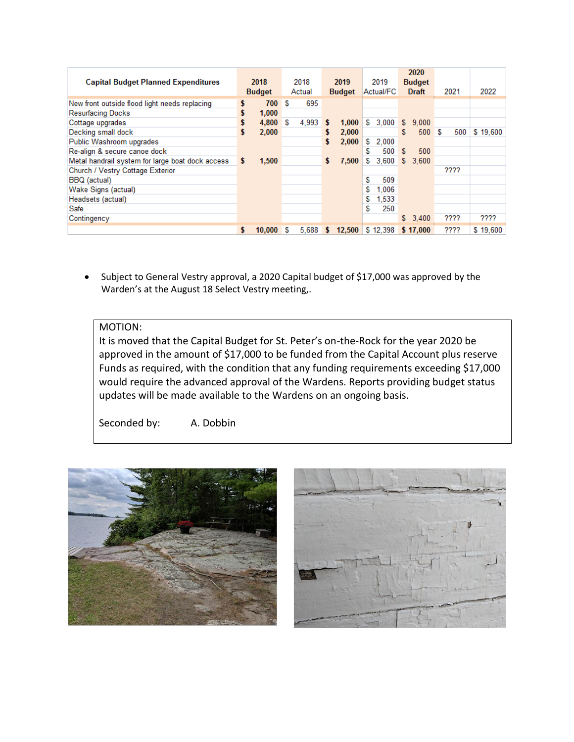| Capital Budget Planned Expenditures | 2018 Budget | 2018 Actual | 2019 Budget | 2019 Actual/FC | 2020 Budget Draft | 2021 | 2022 |
|---|---|---|---|---|---|---|---|
| New front outside flood light needs replacing | $ 700 | $ 695 | | | | | |
| Resurfacing Docks | $ 1,000 | | | | | | |
| Cottage upgrades | $ 4,800 | $ 4,993 | $ 1,000 | $ 3,000 | $ 9,000 | | |
| Decking small dock | $ 2,000 | | $ 2,000 | | $ 500 | $ 500 | $ 19,600 |
| Public Washroom upgrades | | | $ 2,000 | $ 2,000 | | | |
| Re-align & secure canoe dock | | | | $ 500 | $ 500 | | |
| Metal handrail system for large boat dock access | $ 1,500 | | $ 7,500 | $ 3,600 | $ 3,600 | | |
| Church / Vestry Cottage Exterior | | | | | | ???? | |
| BBQ (actual) | | | | $ 509 | | | |
| Wake Signs (actual) | | | | $ 1,006 | | | |
| Headsets (actual) | | | | $ 1,533 | | | |
| Safe | | | | $ 250 | | | |
| Contingency | | | | | $ 3,400 | ???? | ???? |
| | $ 10,000 | $ 5,688 | $ 12,500 | $ 12,398 | $ 17,000 | ???? | $ 19,600 |

- Subject to General Vestry approval, a 2020 Capital budget of $17,000 was approved by the Warden's at the August 18 Select Vestry meeting,.

MOTION:
It is moved that the Capital Budget for St. Peter's on-the-Rock for the year 2020 be approved in the amount of $17,000 to be funded from the Capital Account plus reserve Funds as required, with the condition that any funding requirements exceeding $17,000 would require the advanced approval of the Wardens. Reports providing budget status updates will be made available to the Wardens on an ongoing basis.

Seconded by: A. Dobbin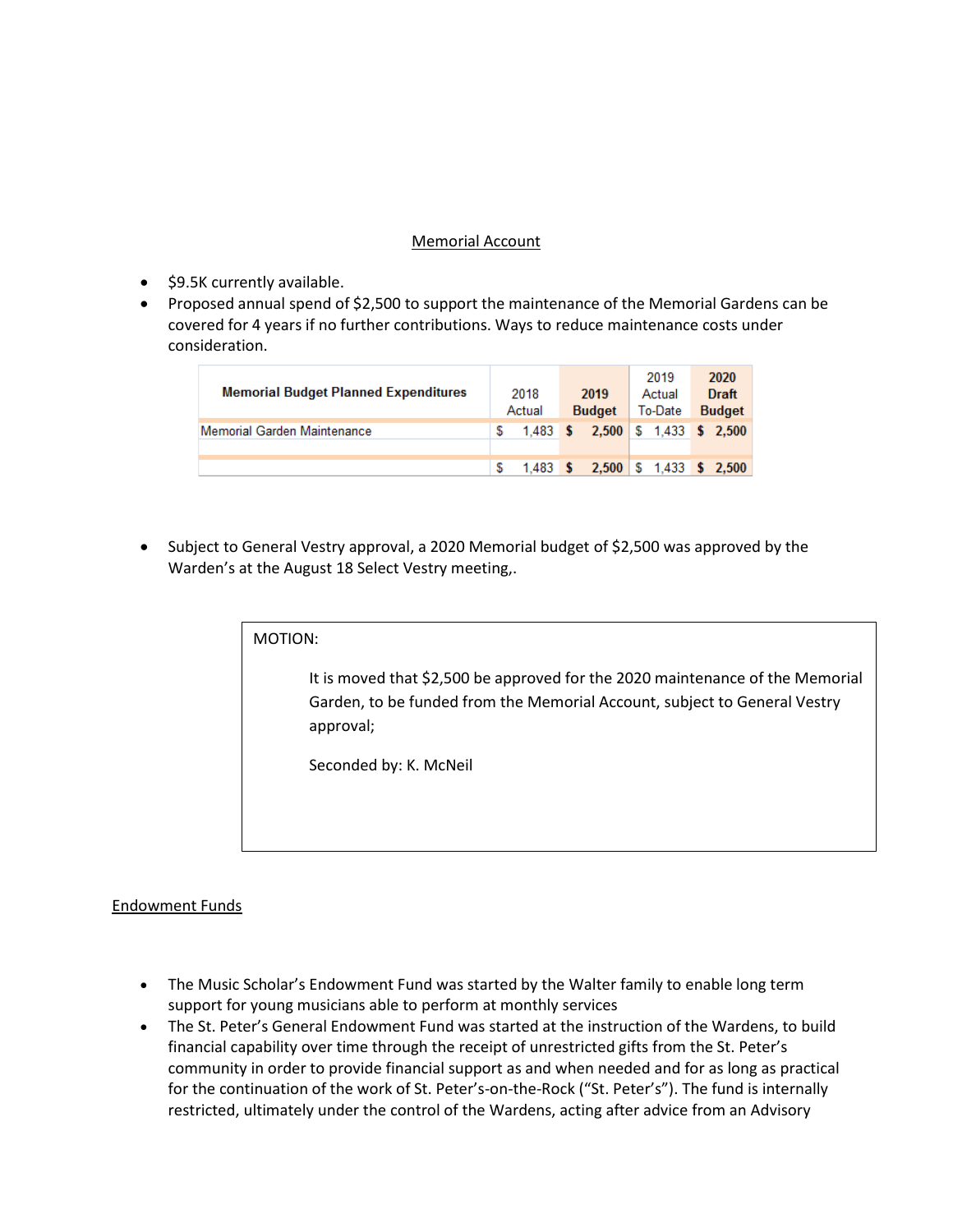## Memorial Account

- $9.5K currently available.
- Proposed annual spend of $2,500 to support the maintenance of the Memorial Gardens can be covered for 4 years if no further contributions. Ways to reduce maintenance costs under consideration.

| Memorial Budget Planned Expenditures | 2018 Actual | 2019 Budget | 2019 Actual To-Date | 2020 Draft Budget |
|---|---|---|---|---|
| Memorial Garden Maintenance | $ 1,483 | $ 2,500 | $ 1,433 | $ 2,500 |
| | | | | |
| | $ 1,483 | $ 2,500 | $ 1,433 | $ 2,500 |

- Subject to General Vestry approval, a 2020 Memorial budget of $2,500 was approved by the Warden's at the August 18 Select Vestry meeting,.

> MOTION:
>
> It is moved that $2,500 be approved for the 2020 maintenance of the Memorial Garden, to be funded from the Memorial Account, subject to General Vestry approval;
>
> Seconded by: K. McNeil

## Endowment Funds

- The Music Scholar's Endowment Fund was started by the Walter family to enable long term support for young musicians able to perform at monthly services
- The St. Peter's General Endowment Fund was started at the instruction of the Wardens, to build financial capability over time through the receipt of unrestricted gifts from the St. Peter's community in order to provide financial support as and when needed and for as long as practical for the continuation of the work of St. Peter's-on-the-Rock ("St. Peter's"). The fund is internally restricted, ultimately under the control of the Wardens, acting after advice from an Advisory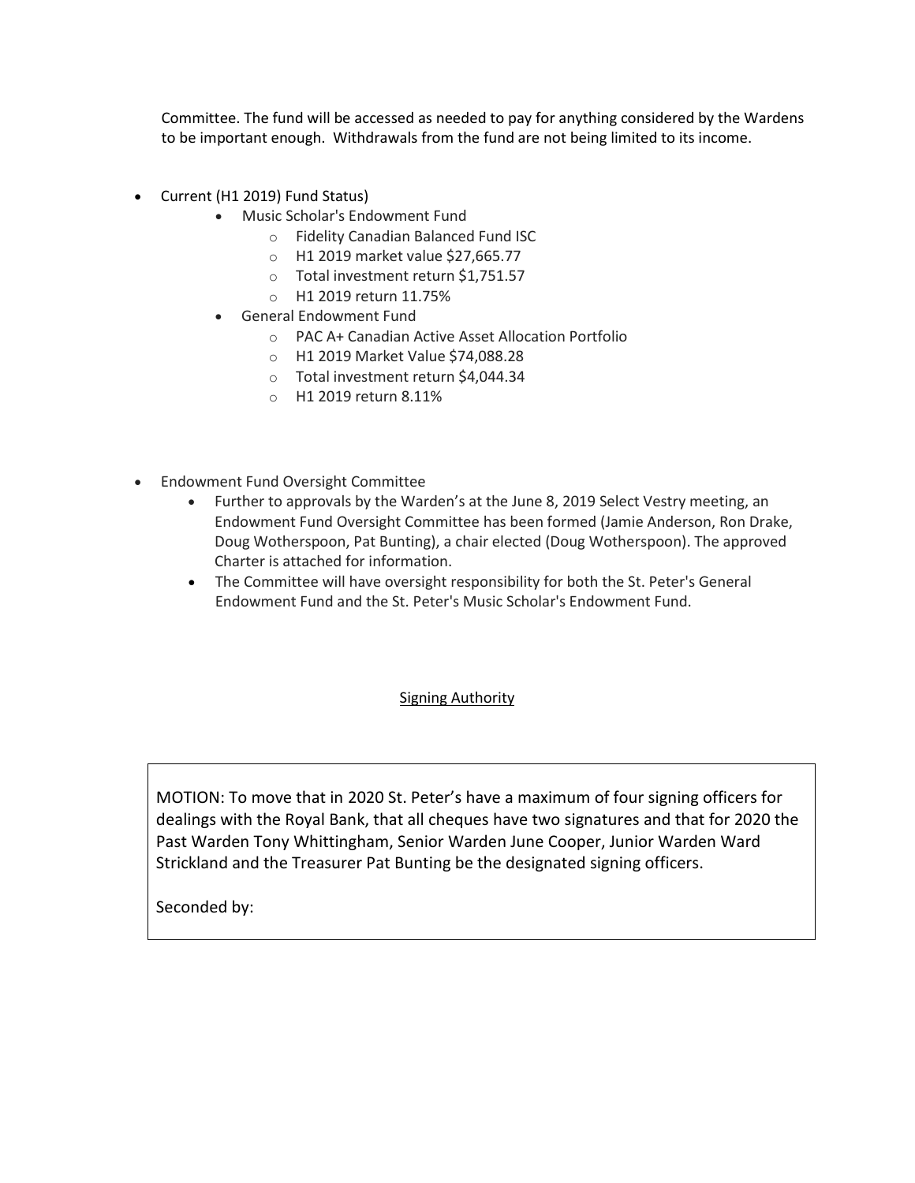Committee. The fund will be accessed as needed to pay for anything considered by the Wardens to be important enough.  Withdrawals from the fund are not being limited to its income.

- Current (H1 2019) Fund Status)
    - Music Scholar's Endowment Fund
        - Fidelity Canadian Balanced Fund ISC
        - H1 2019 market value $27,665.77
        - Total investment return $1,751.57
        - H1 2019 return 11.75%
    - General Endowment Fund
        - PAC A+ Canadian Active Asset Allocation Portfolio
        - H1 2019 Market Value $74,088.28
        - Total investment return $4,044.34
        - H1 2019 return 8.11%

- Endowment Fund Oversight Committee
    - Further to approvals by the Warden's at the June 8, 2019 Select Vestry meeting, an Endowment Fund Oversight Committee has been formed (Jamie Anderson, Ron Drake, Doug Wotherspoon, Pat Bunting), a chair elected (Doug Wotherspoon). The approved Charter is attached for information.
    - The Committee will have oversight responsibility for both the St. Peter's General Endowment Fund and the St. Peter's Music Scholar's Endowment Fund.

## Signing Authority

MOTION: To move that in 2020 St. Peter's have a maximum of four signing officers for dealings with the Royal Bank, that all cheques have two signatures and that for 2020 the Past Warden Tony Whittingham, Senior Warden June Cooper, Junior Warden Ward Strickland and the Treasurer Pat Bunting be the designated signing officers.

Seconded by: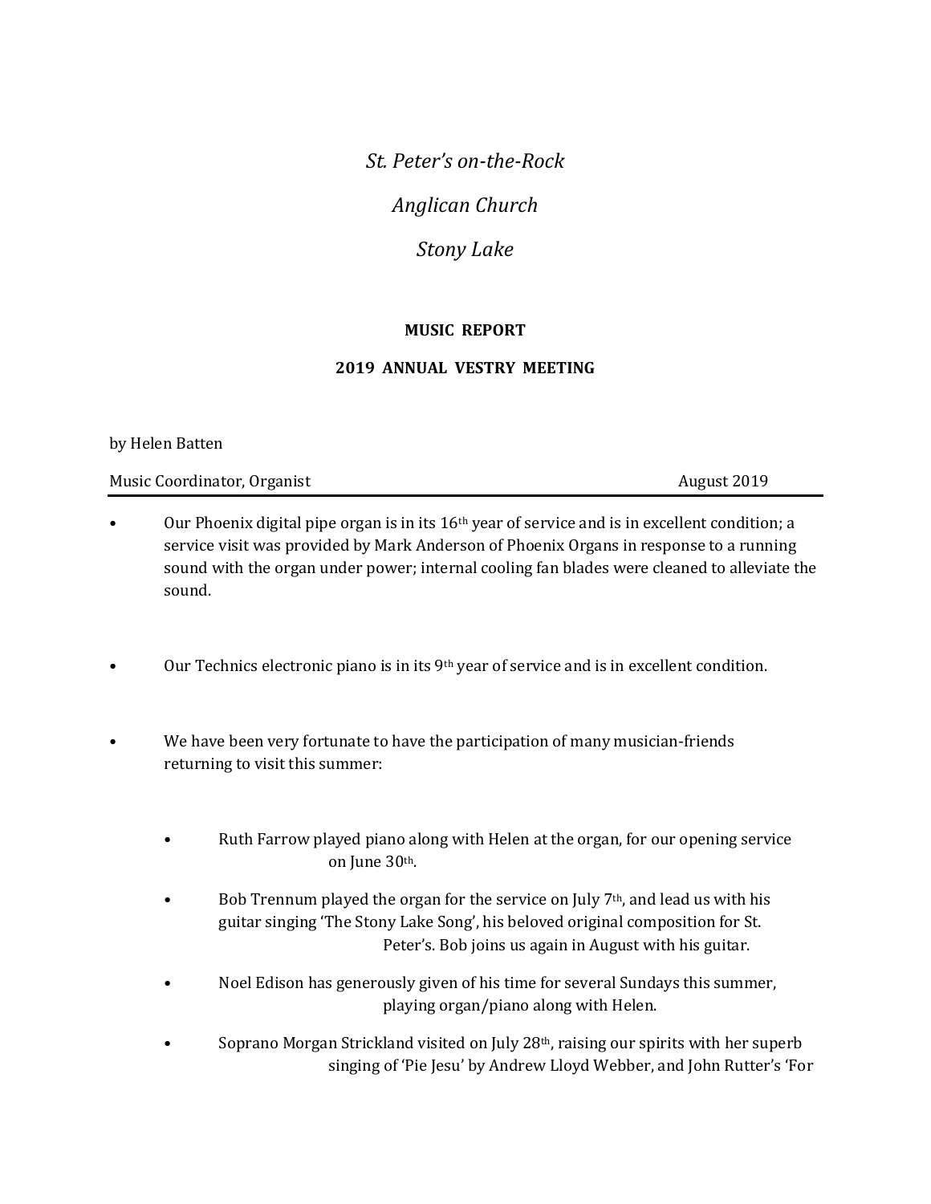*St. Peter's on-the-Rock*

*Anglican Church*

*Stony Lake*

**MUSIC REPORT**

**2019 ANNUAL VESTRY MEETING**

by Helen Batten

Music Coordinator, Organist August 2019

---

- Our Phoenix digital pipe organ is in its 16th year of service and is in excellent condition; a service visit was provided by Mark Anderson of Phoenix Organs in response to a running sound with the organ under power; internal cooling fan blades were cleaned to alleviate the sound.

- Our Technics electronic piano is in its 9th year of service and is in excellent condition.

- We have been very fortunate to have the participation of many musician-friends returning to visit this summer:

  - Ruth Farrow played piano along with Helen at the organ, for our opening service on June 30th.
  - Bob Trennum played the organ for the service on July 7th, and lead us with his guitar singing 'The Stony Lake Song', his beloved original composition for St. Peter's. Bob joins us again in August with his guitar.
  - Noel Edison has generously given of his time for several Sundays this summer, playing organ/piano along with Helen.
  - Soprano Morgan Strickland visited on July 28th, raising our spirits with her superb singing of 'Pie Jesu' by Andrew Lloyd Webber, and John Rutter's 'For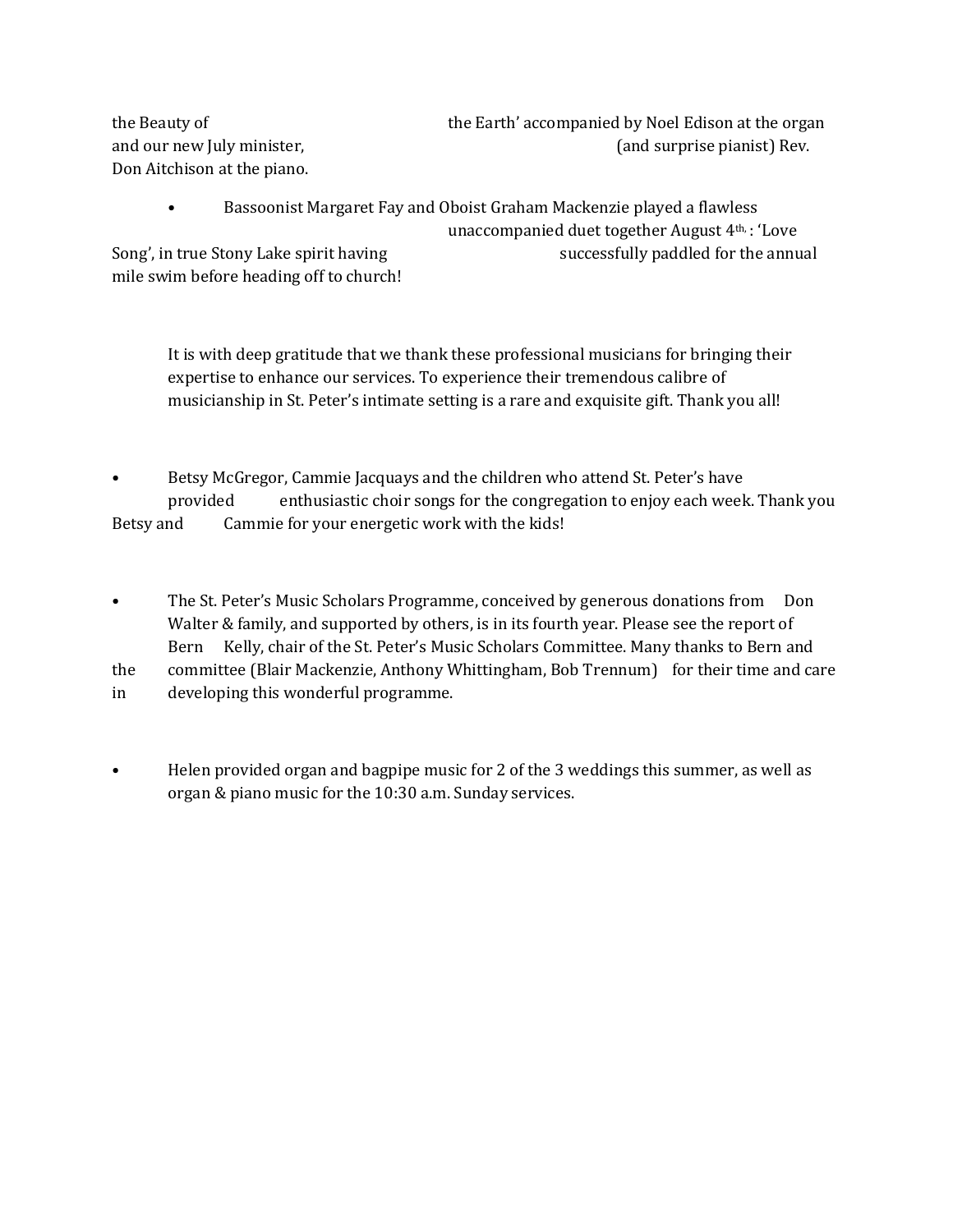the Beauty of the Earth' accompanied by Noel Edison at the organ and our new July minister, (and surprise pianist) Rev. Don Aitchison at the piano.

- Bassoonist Margaret Fay and Oboist Graham Mackenzie played a flawless unaccompanied duet together August 4th, : 'Love Song', in true Stony Lake spirit having successfully paddled for the annual mile swim before heading off to church!

It is with deep gratitude that we thank these professional musicians for bringing their expertise to enhance our services. To experience their tremendous calibre of musicianship in St. Peter's intimate setting is a rare and exquisite gift. Thank you all!

- Betsy McGregor, Cammie Jacquays and the children who attend St. Peter's have provided enthusiastic choir songs for the congregation to enjoy each week. Thank you Betsy and Cammie for your energetic work with the kids!

- The St. Peter's Music Scholars Programme, conceived by generous donations from Don Walter & family, and supported by others, is in its fourth year. Please see the report of Bern Kelly, chair of the St. Peter's Music Scholars Committee. Many thanks to Bern and the committee (Blair Mackenzie, Anthony Whittingham, Bob Trennum) for their time and care in developing this wonderful programme.

- Helen provided organ and bagpipe music for 2 of the 3 weddings this summer, as well as organ & piano music for the 10:30 a.m. Sunday services.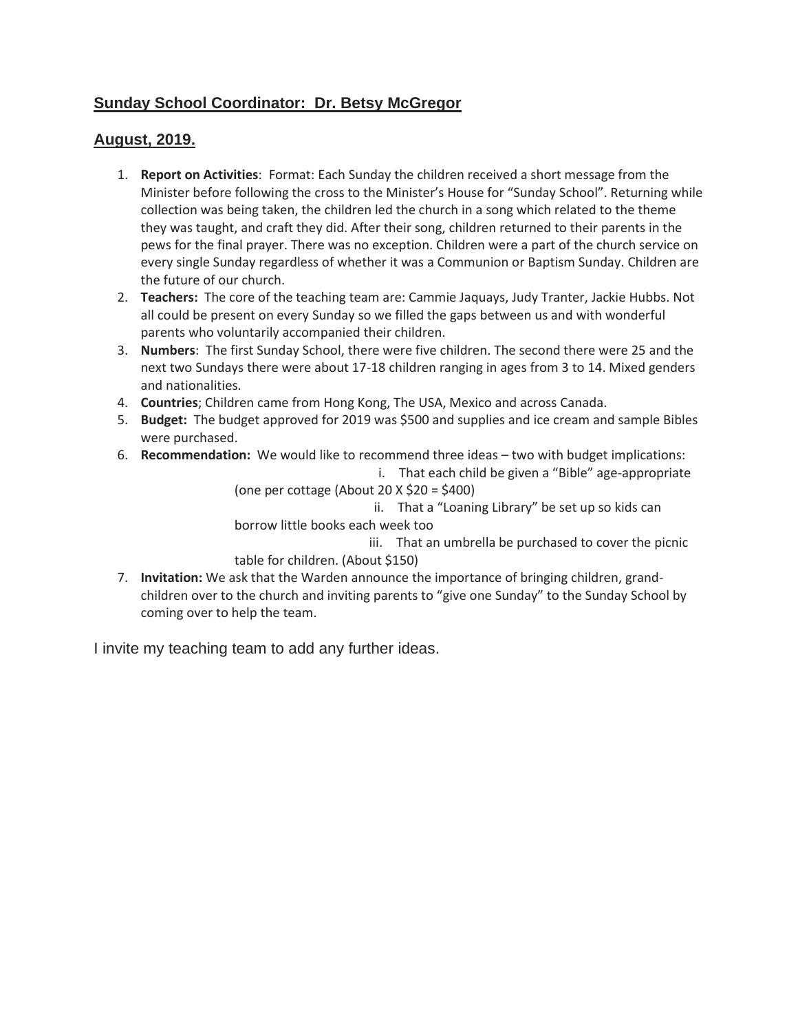## Sunday School Coordinator: Dr. Betsy McGregor

## August, 2019.

1. **Report on Activities**: Format: Each Sunday the children received a short message from the Minister before following the cross to the Minister's House for "Sunday School". Returning while collection was being taken, the children led the church in a song which related to the theme they was taught, and craft they did. After their song, children returned to their parents in the pews for the final prayer. There was no exception. Children were a part of the church service on every single Sunday regardless of whether it was a Communion or Baptism Sunday. Children are the future of our church.
2. **Teachers:** The core of the teaching team are: Cammie Jaquays, Judy Tranter, Jackie Hubbs. Not all could be present on every Sunday so we filled the gaps between us and with wonderful parents who voluntarily accompanied their children.
3. **Numbers**: The first Sunday School, there were five children. The second there were 25 and the next two Sundays there were about 17-18 children ranging in ages from 3 to 14. Mixed genders and nationalities.
4. **Countries**; Children came from Hong Kong, The USA, Mexico and across Canada.
5. **Budget:** The budget approved for 2019 was $500 and supplies and ice cream and sample Bibles were purchased.
6. **Recommendation:** We would like to recommend three ideas – two with budget implications:
   i. That each child be given a "Bible" age-appropriate (one per cottage (About 20 X $20 = $400)
   ii. That a "Loaning Library" be set up so kids can borrow little books each week too
   iii. That an umbrella be purchased to cover the picnic table for children. (About $150)
7. **Invitation:** We ask that the Warden announce the importance of bringing children, grand-children over to the church and inviting parents to "give one Sunday" to the Sunday School by coming over to help the team.

I invite my teaching team to add any further ideas.